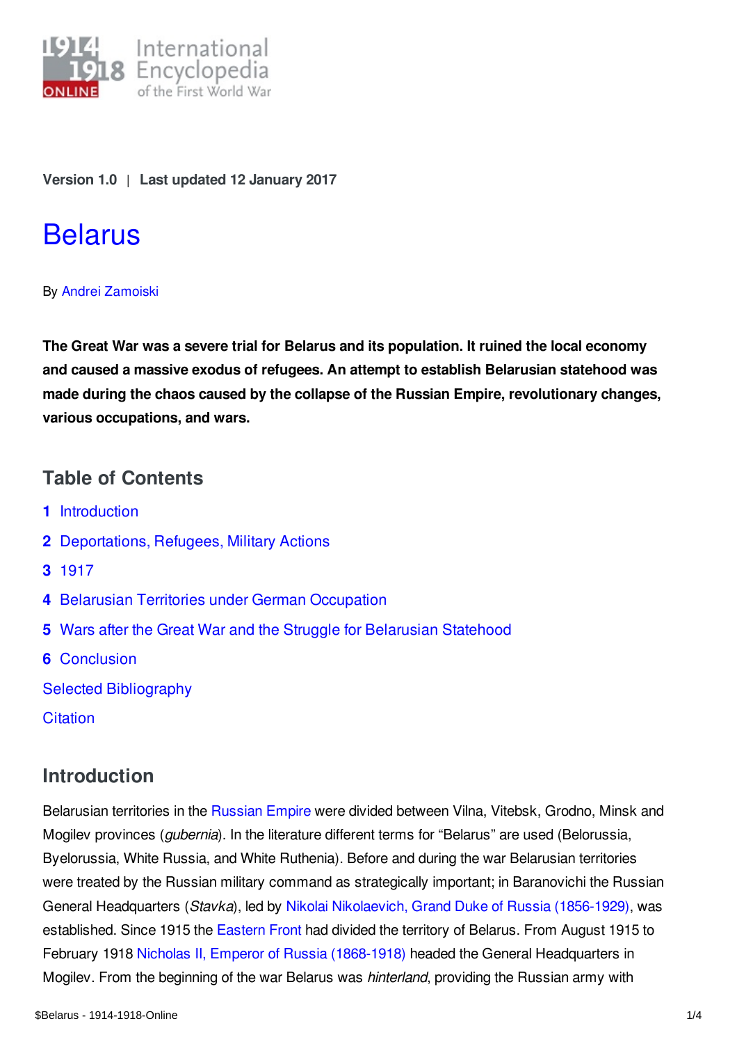Version 1.0 | Last updated 12 January 2017

# Belarus

By Andrei Zamoiski

**The Great War was a severe trial for Belarus and its population. It ruined the local economy and caused a massive exodus of refugees. An attempt to establish Belarusian statehood was made during the chaos caused by the collapse of the Russian Empire, revolutionary changes, various occupations, and wars.**

## Table of Contents

**1** Introduction

**2** Deportations, Refugees, Military Actions

**3** 1917

**4** Belarusian Territories under German Occupation

**5** Wars after the Great War and the Struggle for Belarusian Statehood

**6** Conclusion

Selected Bibliography

Citation

## Introduction

Belarusian territories in the Russian Empire were divided between Vilna, Vitebsk, Grodno, Minsk and Mogilev provinces (*gubernia*). In the literature different terms for "Belarus" are used (Belorussia, Byelorussia, White Russia, and White Ruthenia). Before and during the war Belarusian territories were treated by the Russian military command as strategically important; in Baranovichi the Russian General Headquarters (*Stavka*), led by Nikolai Nikolaevich, Grand Duke of Russia (1856-1929), was established. Since 1915 the Eastern Front had divided the territory of Belarus. From August 1915 to February 1918 Nicholas II, Emperor of Russia (1868-1918) headed the General Headquarters in Mogilev. From the beginning of the war Belarus was *hinterland*, providing the Russian army with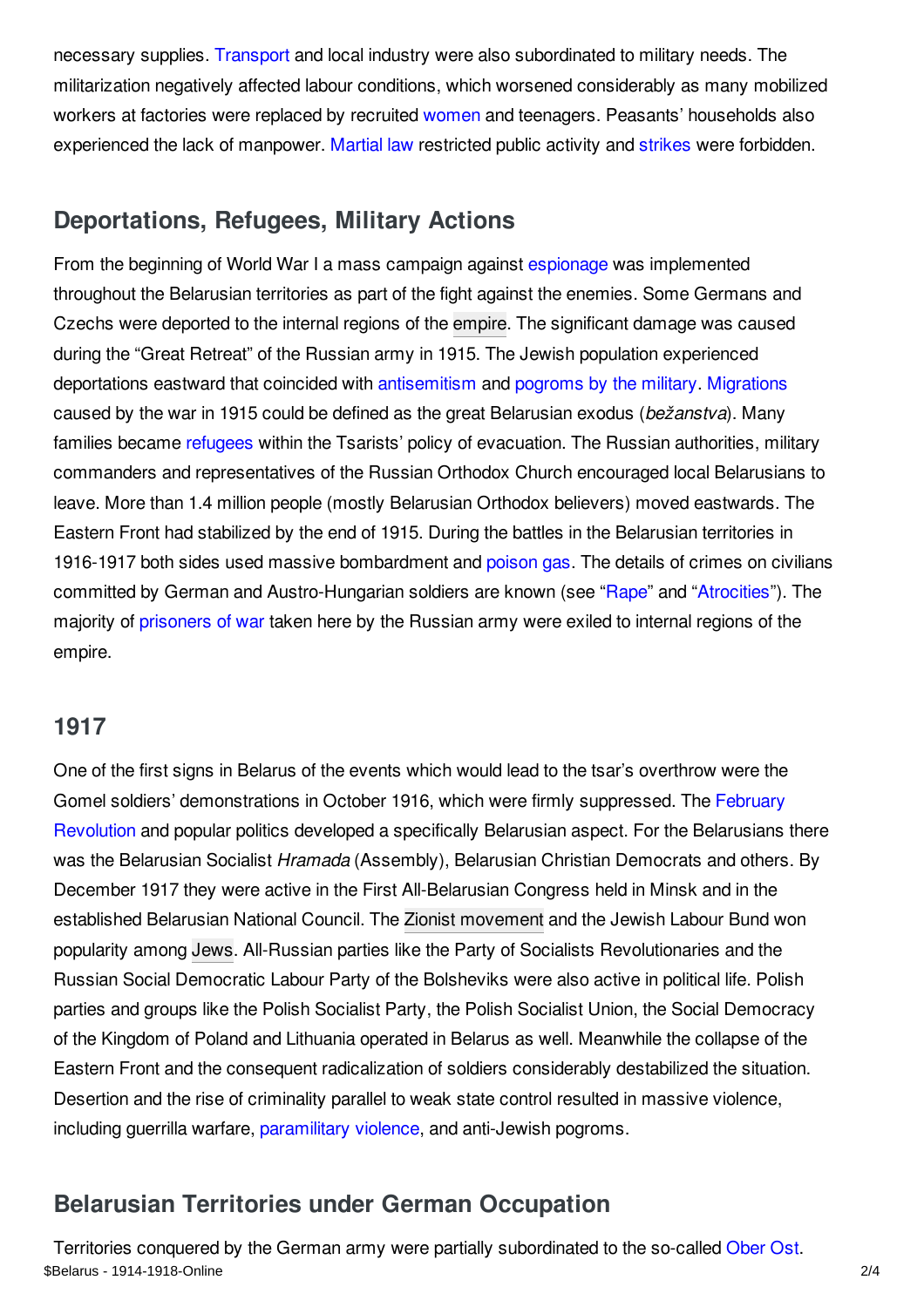necessary supplies. Transport and local industry were also subordinated to military needs. The militarization negatively affected labour conditions, which worsened considerably as many mobilized workers at factories were replaced by recruited women and teenagers. Peasants' households also experienced the lack of manpower. Martial law restricted public activity and strikes were forbidden.

## Deportations, Refugees, Military Actions

From the beginning of World War I a mass campaign against espionage was implemented throughout the Belarusian territories as part of the fight against the enemies. Some Germans and Czechs were deported to the internal regions of the empire. The significant damage was caused during the "Great Retreat" of the Russian army in 1915. The Jewish population experienced deportations eastward that coincided with antisemitism and pogroms by the military. Migrations caused by the war in 1915 could be defined as the great Belarusian exodus (*bežanstva*). Many families became refugees within the Tsarists' policy of evacuation. The Russian authorities, military commanders and representatives of the Russian Orthodox Church encouraged local Belarusians to leave. More than 1.4 million people (mostly Belarusian Orthodox believers) moved eastwards. The Eastern Front had stabilized by the end of 1915. During the battles in the Belarusian territories in 1916-1917 both sides used massive bombardment and poison gas. The details of crimes on civilians committed by German and Austro-Hungarian soldiers are known (see "Rape" and "Atrocities"). The majority of prisoners of war taken here by the Russian army were exiled to internal regions of the empire.

## 1917

One of the first signs in Belarus of the events which would lead to the tsar's overthrow were the Gomel soldiers' demonstrations in October 1916, which were firmly suppressed. The February Revolution and popular politics developed a specifically Belarusian aspect. For the Belarusians there was the Belarusian Socialist *Hramada* (Assembly), Belarusian Christian Democrats and others. By December 1917 they were active in the First All-Belarusian Congress held in Minsk and in the established Belarusian National Council. The Zionist movement and the Jewish Labour Bund won popularity among Jews. All-Russian parties like the Party of Socialists Revolutionaries and the Russian Social Democratic Labour Party of the Bolsheviks were also active in political life. Polish parties and groups like the Polish Socialist Party, the Polish Socialist Union, the Social Democracy of the Kingdom of Poland and Lithuania operated in Belarus as well. Meanwhile the collapse of the Eastern Front and the consequent radicalization of soldiers considerably destabilized the situation. Desertion and the rise of criminality parallel to weak state control resulted in massive violence, including guerrilla warfare, paramilitary violence, and anti-Jewish pogroms.

## Belarusian Territories under German Occupation

Territories conquered by the German army were partially subordinated to the so-called Ober Ost.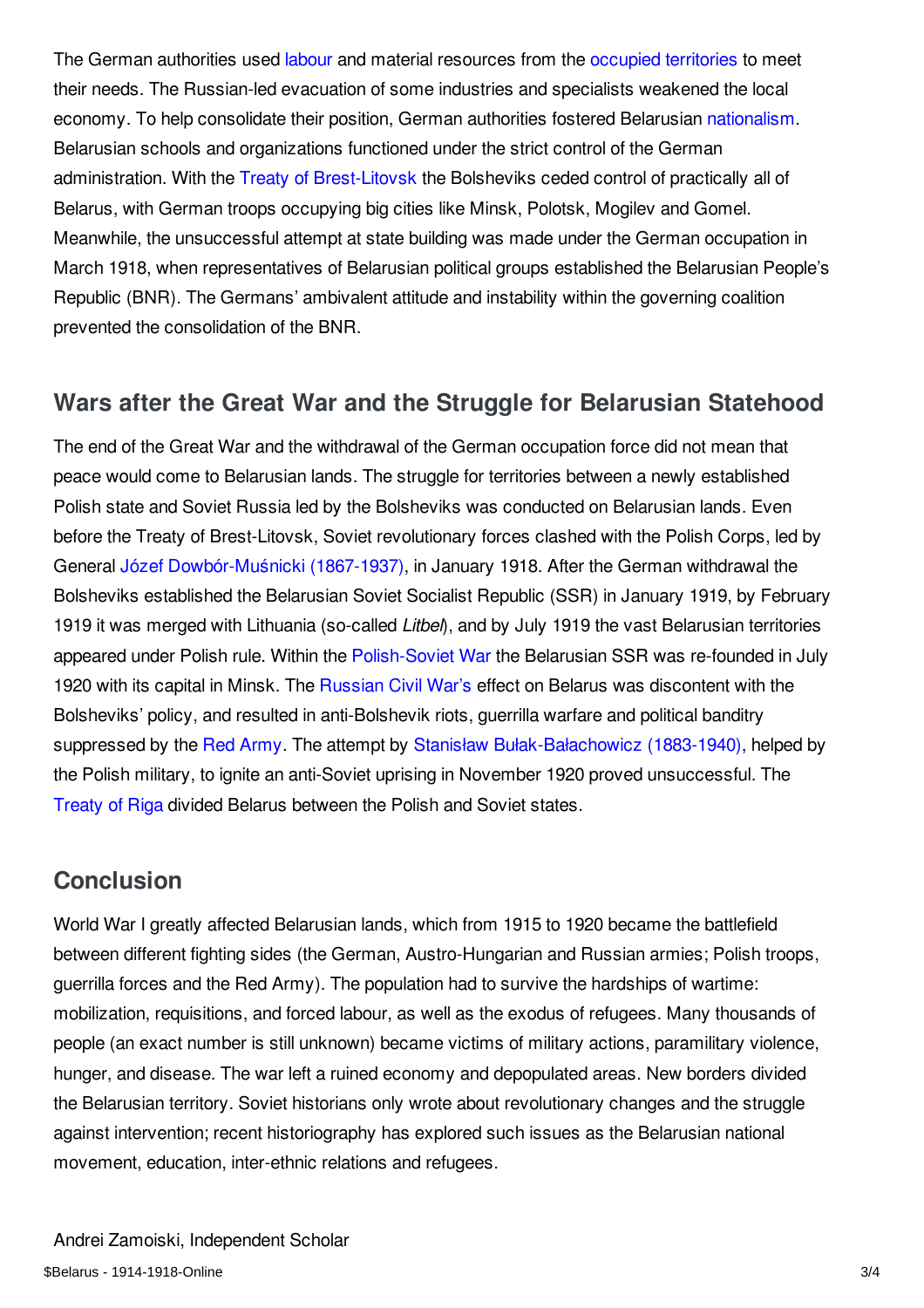The German authorities used labour and material resources from the occupied territories to meet their needs. The Russian-led evacuation of some industries and specialists weakened the local economy. To help consolidate their position, German authorities fostered Belarusian nationalism. Belarusian schools and organizations functioned under the strict control of the German administration. With the Treaty of Brest-Litovsk the Bolsheviks ceded control of practically all of Belarus, with German troops occupying big cities like Minsk, Polotsk, Mogilev and Gomel. Meanwhile, the unsuccessful attempt at state building was made under the German occupation in March 1918, when representatives of Belarusian political groups established the Belarusian People's Republic (BNR). The Germans' ambivalent attitude and instability within the governing coalition prevented the consolidation of the BNR.

## Wars after the Great War and the Struggle for Belarusian Statehood

The end of the Great War and the withdrawal of the German occupation force did not mean that peace would come to Belarusian lands. The struggle for territories between a newly established Polish state and Soviet Russia led by the Bolsheviks was conducted on Belarusian lands. Even before the Treaty of Brest-Litovsk, Soviet revolutionary forces clashed with the Polish Corps, led by General Józef Dowbór-Muśnicki (1867-1937), in January 1918. After the German withdrawal the Bolsheviks established the Belarusian Soviet Socialist Republic (SSR) in January 1919, by February 1919 it was merged with Lithuania (so-called *Litbel*), and by July 1919 the vast Belarusian territories appeared under Polish rule. Within the Polish-Soviet War the Belarusian SSR was re-founded in July 1920 with its capital in Minsk. The Russian Civil War's effect on Belarus was discontent with the Bolsheviks' policy, and resulted in anti-Bolshevik riots, guerrilla warfare and political banditry suppressed by the Red Army. The attempt by Stanisław Bułak-Bałachowicz (1883-1940), helped by the Polish military, to ignite an anti-Soviet uprising in November 1920 proved unsuccessful. The Treaty of Riga divided Belarus between the Polish and Soviet states.

## Conclusion

World War I greatly affected Belarusian lands, which from 1915 to 1920 became the battlefield between different fighting sides (the German, Austro-Hungarian and Russian armies; Polish troops, guerrilla forces and the Red Army). The population had to survive the hardships of wartime: mobilization, requisitions, and forced labour, as well as the exodus of refugees. Many thousands of people (an exact number is still unknown) became victims of military actions, paramilitary violence, hunger, and disease. The war left a ruined economy and depopulated areas. New borders divided the Belarusian territory. Soviet historians only wrote about revolutionary changes and the struggle against intervention; recent historiography has explored such issues as the Belarusian national movement, education, inter-ethnic relations and refugees.

Andrei Zamoiski, Independent Scholar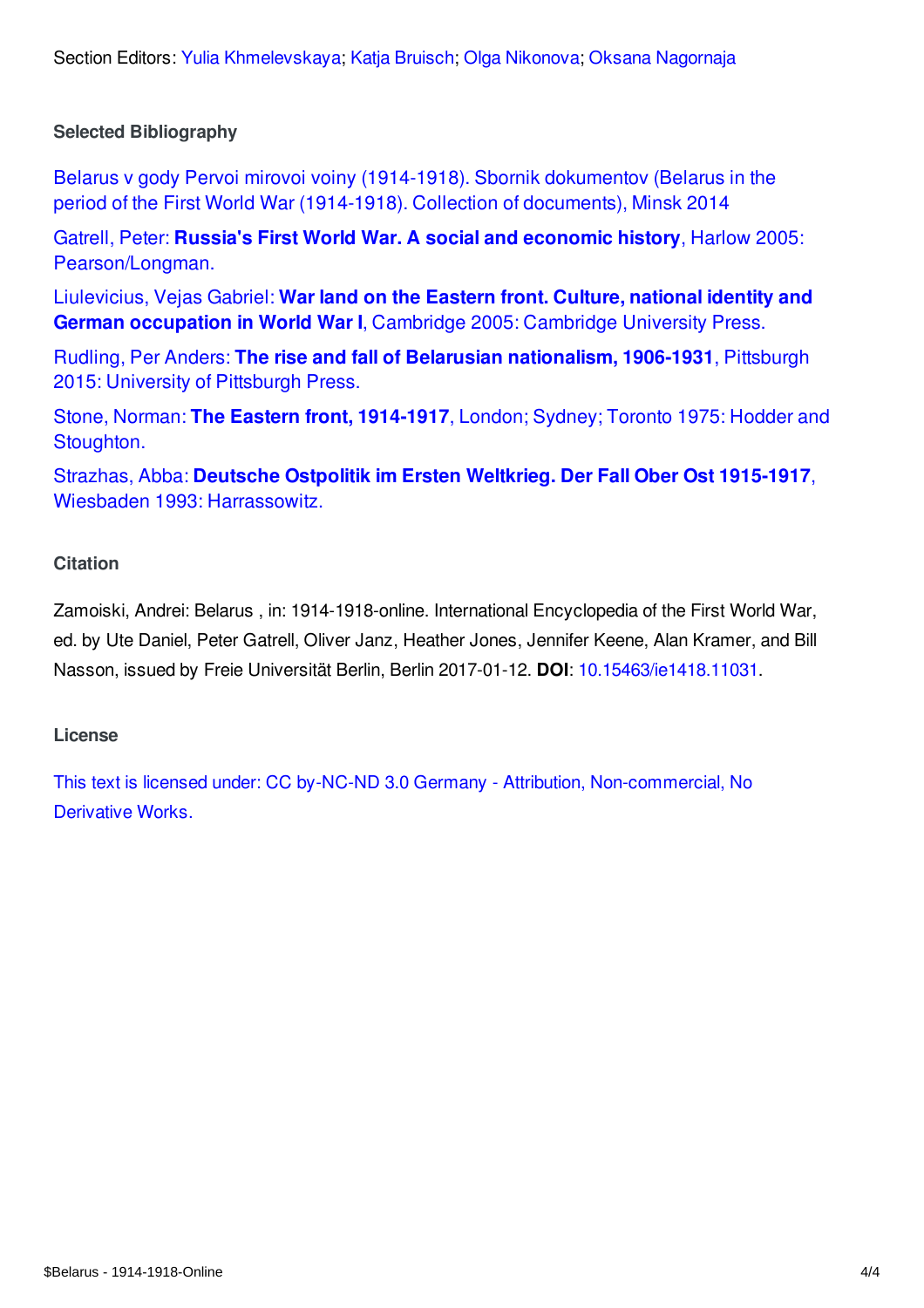Section Editors: Yulia Khmelevskaya; Katja Bruisch; Olga Nikonova; Oksana Nagornaja

### Selected Bibliography

Belarus v gody Pervoi mirovoi voiny (1914-1918). Sbornik dokumentov (Belarus in the period of the First World War (1914-1918). Collection of documents), Minsk 2014

Gatrell, Peter: **Russia's First World War. A social and economic history**, Harlow 2005: Pearson/Longman.

Liulevicius, Vejas Gabriel: **War land on the Eastern front. Culture, national identity and German occupation in World War I**, Cambridge 2005: Cambridge University Press.

Rudling, Per Anders: **The rise and fall of Belarusian nationalism, 1906-1931**, Pittsburgh 2015: University of Pittsburgh Press.

Stone, Norman: **The Eastern front, 1914-1917**, London; Sydney; Toronto 1975: Hodder and Stoughton.

Strazhas, Abba: **Deutsche Ostpolitik im Ersten Weltkrieg. Der Fall Ober Ost 1915-1917**, Wiesbaden 1993: Harrassowitz.

### Citation

Zamoiski, Andrei: Belarus , in: 1914-1918-online. International Encyclopedia of the First World War, ed. by Ute Daniel, Peter Gatrell, Oliver Janz, Heather Jones, Jennifer Keene, Alan Kramer, and Bill Nasson, issued by Freie Universität Berlin, Berlin 2017-01-12. **DOI**: 10.15463/ie1418.11031.

### License

This text is licensed under: CC by-NC-ND 3.0 Germany - Attribution, Non-commercial, No Derivative Works.